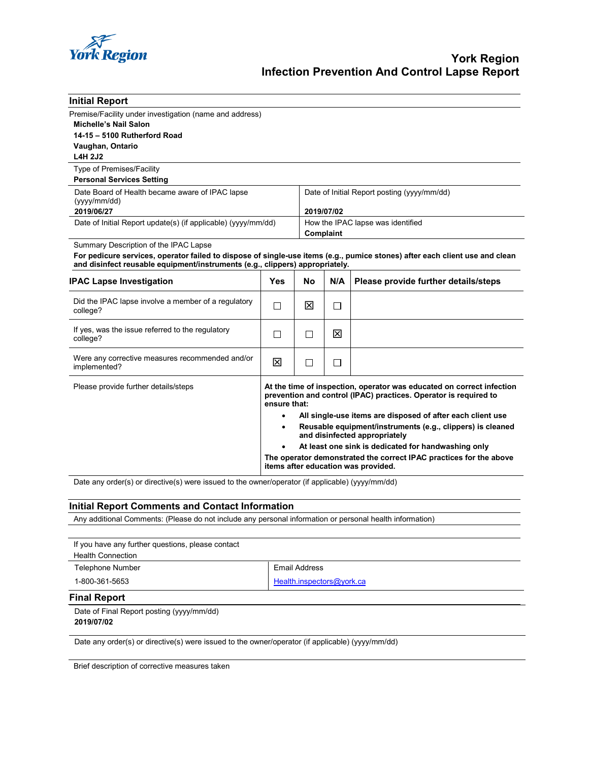# York Region
# Infection Prevention And Control Lapse Report

## Initial Report

Premise/Facility under investigation (name and address)

**Michelle's Nail Salon**
**14-15 – 5100 Rutherford Road**
**Vaughan, Ontario**
**L4H 2J2**

Type of Premises/Facility
**Personal Services Setting**

| Date Board of Health became aware of IPAC lapse (yyyy/mm/dd) | Date of Initial Report posting (yyyy/mm/dd) |
|---|---|
| **2019/06/27** | **2019/07/02** |
| Date of Initial Report update(s) (if applicable) (yyyy/mm/dd) | How the IPAC lapse was identified |
| | **Complaint** |

Summary Description of the IPAC Lapse
**For pedicure services, operator failed to dispose of single-use items (e.g., pumice stones) after each client use and clean and disinfect reusable equipment/instruments (e.g., clippers) appropriately.**

| IPAC Lapse Investigation | Yes | No | N/A | Please provide further details/steps |
|---|---|---|---|---|
| Did the IPAC lapse involve a member of a regulatory college? | ☐ | ☒ | ☐ | |
| If yes, was the issue referred to the regulatory college? | ☐ | ☐ | ☒ | |
| Were any corrective measures recommended and/or implemented? | ☒ | ☐ | ☐ | |

Please provide further details/steps

**At the time of inspection, operator was educated on correct infection prevention and control (IPAC) practices. Operator is required to ensure that:**

- **All single-use items are disposed of after each client use**
- **Reusable equipment/instruments (e.g., clippers) is cleaned and disinfected appropriately**
- **At least one sink is dedicated for handwashing only**

**The operator demonstrated the correct IPAC practices for the above items after education was provided.**

Date any order(s) or directive(s) were issued to the owner/operator (if applicable) (yyyy/mm/dd)

## Initial Report Comments and Contact Information

Any additional Comments: (Please do not include any personal information or personal health information)

If you have any further questions, please contact
Health Connection

| Telephone Number | Email Address |
|---|---|
| 1-800-361-5653 | Health.inspectors@york.ca |

## Final Report

Date of Final Report posting (yyyy/mm/dd)
**2019/07/02**

Date any order(s) or directive(s) were issued to the owner/operator (if applicable) (yyyy/mm/dd)

Brief description of corrective measures taken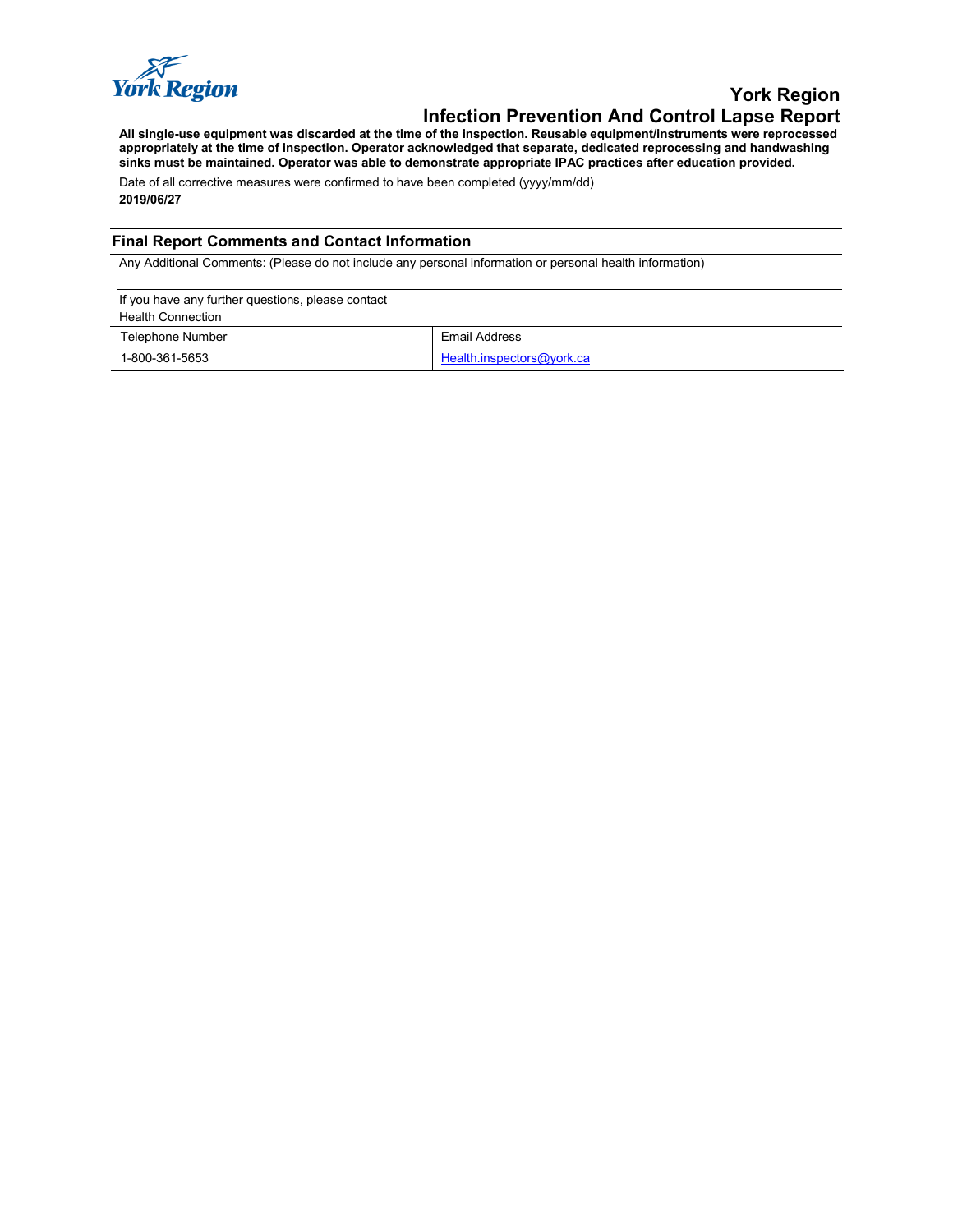# York Region

## Infection Prevention And Control Lapse Report

**All single-use equipment was discarded at the time of the inspection. Reusable equipment/instruments were reprocessed appropriately at the time of inspection. Operator acknowledged that separate, dedicated reprocessing and handwashing sinks must be maintained. Operator was able to demonstrate appropriate IPAC practices after education provided.**

Date of all corrective measures were confirmed to have been completed (yyyy/mm/dd)

**2019/06/27**

## Final Report Comments and Contact Information

Any Additional Comments: (Please do not include any personal information or personal health information)

If you have any further questions, please contact

Health Connection

| Telephone Number | Email Address |
|---|---|
| 1-800-361-5653 | Health.inspectors@york.ca |